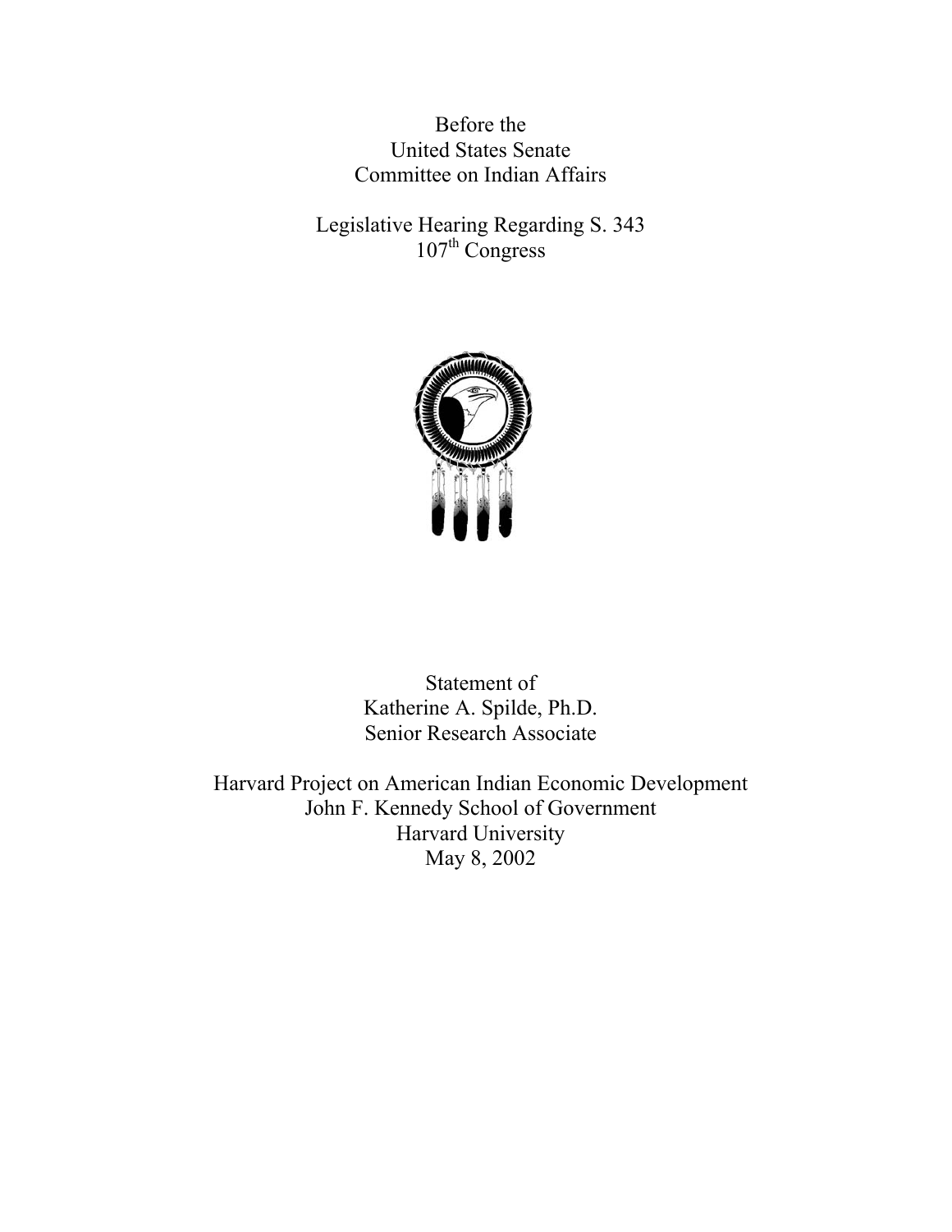Before the
United States Senate
Committee on Indian Affairs

Legislative Hearing Regarding S. 343
107th Congress

Statement of
Katherine A. Spilde, Ph.D.
Senior Research Associate

Harvard Project on American Indian Economic Development
John F. Kennedy School of Government
Harvard University
May 8, 2002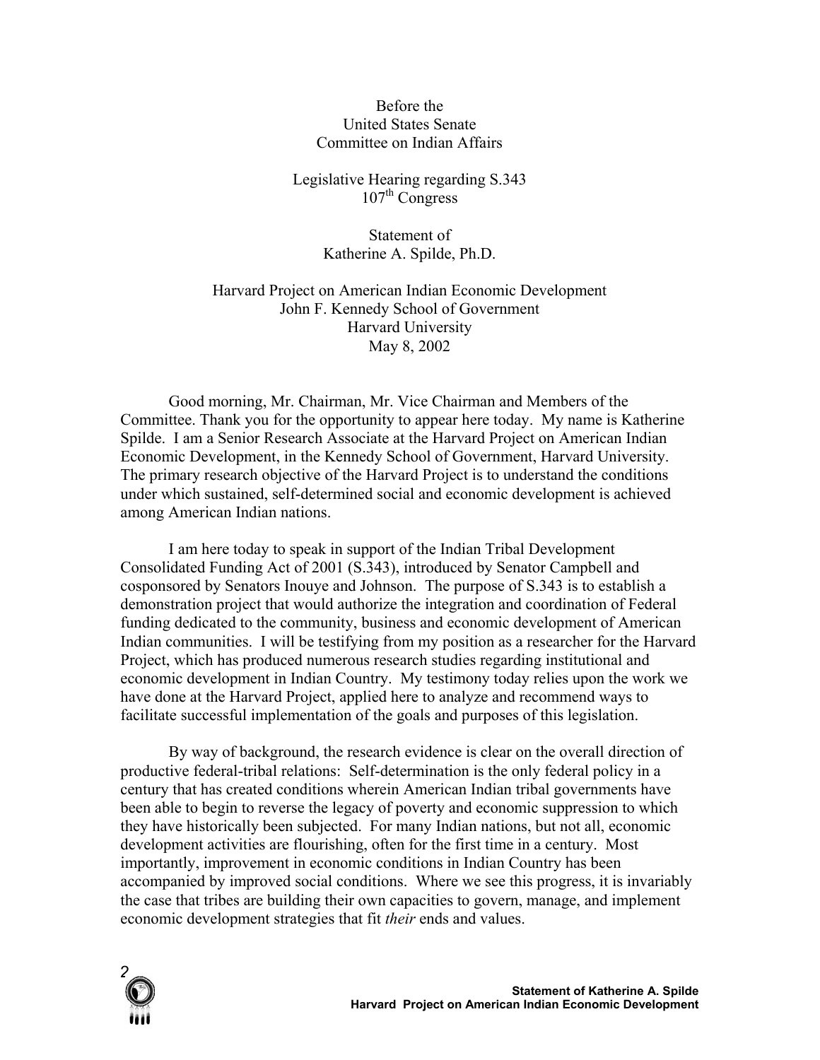Before the
United States Senate
Committee on Indian Affairs

Legislative Hearing regarding S.343
107th Congress

Statement of
Katherine A. Spilde, Ph.D.

Harvard Project on American Indian Economic Development
John F. Kennedy School of Government
Harvard University
May 8, 2002

Good morning, Mr. Chairman, Mr. Vice Chairman and Members of the Committee. Thank you for the opportunity to appear here today. My name is Katherine Spilde. I am a Senior Research Associate at the Harvard Project on American Indian Economic Development, in the Kennedy School of Government, Harvard University. The primary research objective of the Harvard Project is to understand the conditions under which sustained, self-determined social and economic development is achieved among American Indian nations.

I am here today to speak in support of the Indian Tribal Development Consolidated Funding Act of 2001 (S.343), introduced by Senator Campbell and cosponsored by Senators Inouye and Johnson. The purpose of S.343 is to establish a demonstration project that would authorize the integration and coordination of Federal funding dedicated to the community, business and economic development of American Indian communities. I will be testifying from my position as a researcher for the Harvard Project, which has produced numerous research studies regarding institutional and economic development in Indian Country. My testimony today relies upon the work we have done at the Harvard Project, applied here to analyze and recommend ways to facilitate successful implementation of the goals and purposes of this legislation.

By way of background, the research evidence is clear on the overall direction of productive federal-tribal relations: Self-determination is the only federal policy in a century that has created conditions wherein American Indian tribal governments have been able to begin to reverse the legacy of poverty and economic suppression to which they have historically been subjected. For many Indian nations, but not all, economic development activities are flourishing, often for the first time in a century. Most importantly, improvement in economic conditions in Indian Country has been accompanied by improved social conditions. Where we see this progress, it is invariably the case that tribes are building their own capacities to govern, manage, and implement economic development strategies that fit *their* ends and values.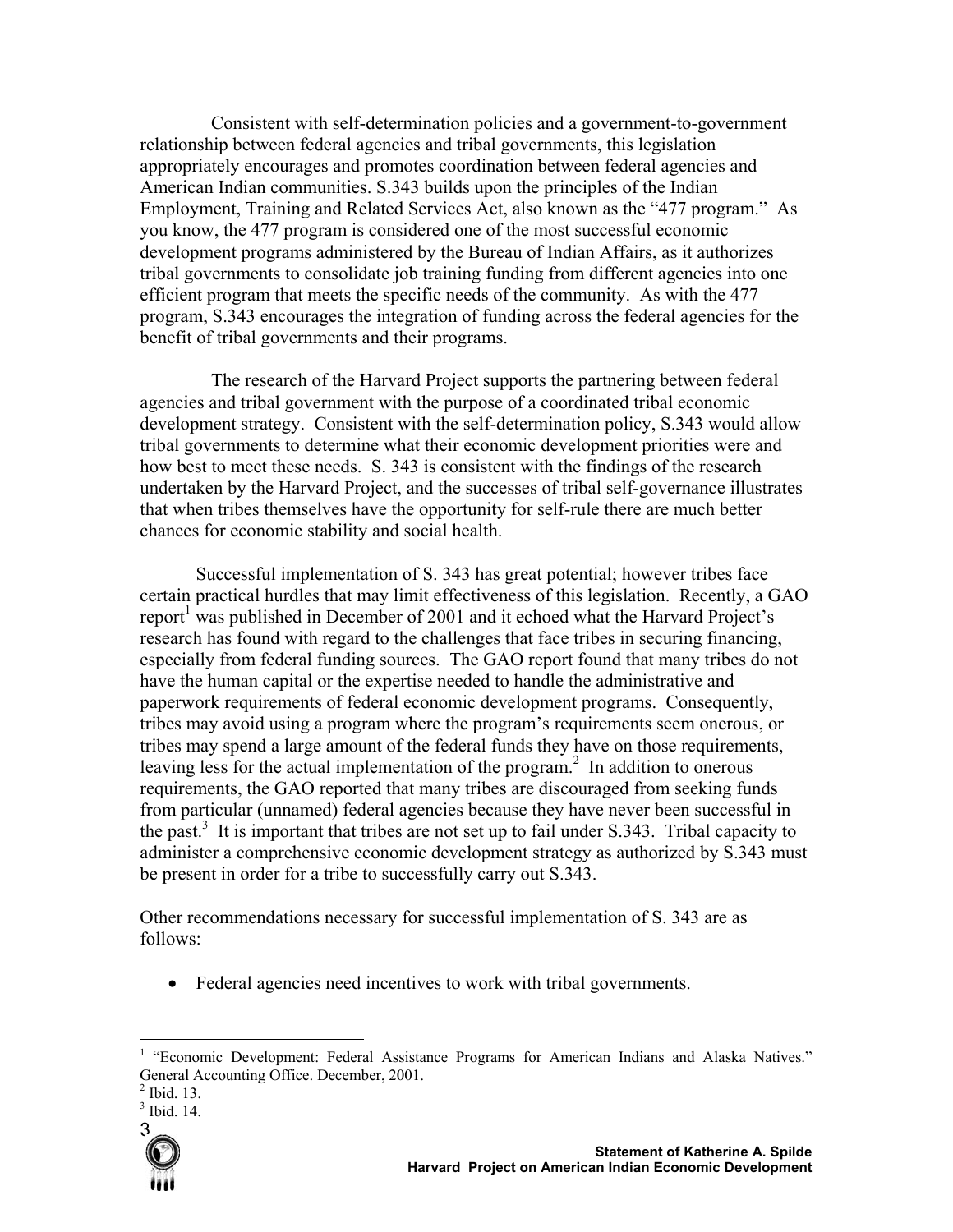Consistent with self-determination policies and a government-to-government relationship between federal agencies and tribal governments, this legislation appropriately encourages and promotes coordination between federal agencies and American Indian communities. S.343 builds upon the principles of the Indian Employment, Training and Related Services Act, also known as the "477 program." As you know, the 477 program is considered one of the most successful economic development programs administered by the Bureau of Indian Affairs, as it authorizes tribal governments to consolidate job training funding from different agencies into one efficient program that meets the specific needs of the community. As with the 477 program, S.343 encourages the integration of funding across the federal agencies for the benefit of tribal governments and their programs.

The research of the Harvard Project supports the partnering between federal agencies and tribal government with the purpose of a coordinated tribal economic development strategy. Consistent with the self-determination policy, S.343 would allow tribal governments to determine what their economic development priorities were and how best to meet these needs. S. 343 is consistent with the findings of the research undertaken by the Harvard Project, and the successes of tribal self-governance illustrates that when tribes themselves have the opportunity for self-rule there are much better chances for economic stability and social health.

Successful implementation of S. 343 has great potential; however tribes face certain practical hurdles that may limit effectiveness of this legislation. Recently, a GAO report[1] was published in December of 2001 and it echoed what the Harvard Project's research has found with regard to the challenges that face tribes in securing financing, especially from federal funding sources. The GAO report found that many tribes do not have the human capital or the expertise needed to handle the administrative and paperwork requirements of federal economic development programs. Consequently, tribes may avoid using a program where the program's requirements seem onerous, or tribes may spend a large amount of the federal funds they have on those requirements, leaving less for the actual implementation of the program.[2] In addition to onerous requirements, the GAO reported that many tribes are discouraged from seeking funds from particular (unnamed) federal agencies because they have never been successful in the past.[3] It is important that tribes are not set up to fail under S.343. Tribal capacity to administer a comprehensive economic development strategy as authorized by S.343 must be present in order for a tribe to successfully carry out S.343.

Other recommendations necessary for successful implementation of S. 343 are as follows:

- Federal agencies need incentives to work with tribal governments.

---

[1] "Economic Development: Federal Assistance Programs for American Indians and Alaska Natives." General Accounting Office. December, 2001.

[2] Ibid. 13.

[3] Ibid. 14.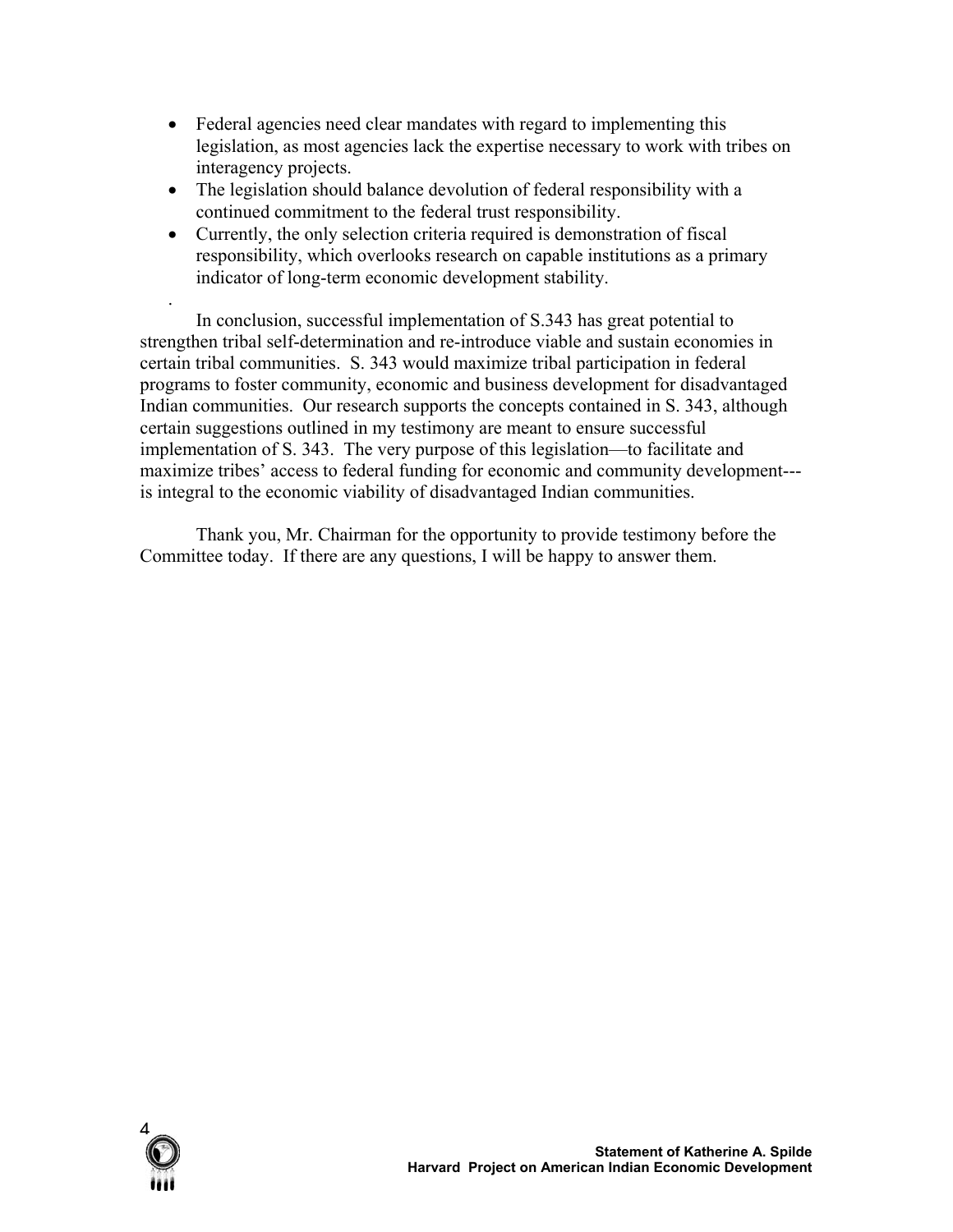- Federal agencies need clear mandates with regard to implementing this legislation, as most agencies lack the expertise necessary to work with tribes on interagency projects.
- The legislation should balance devolution of federal responsibility with a continued commitment to the federal trust responsibility.
- Currently, the only selection criteria required is demonstration of fiscal responsibility, which overlooks research on capable institutions as a primary indicator of long-term economic development stability.

.

In conclusion, successful implementation of S.343 has great potential to strengthen tribal self-determination and re-introduce viable and sustain economies in certain tribal communities. S. 343 would maximize tribal participation in federal programs to foster community, economic and business development for disadvantaged Indian communities. Our research supports the concepts contained in S. 343, although certain suggestions outlined in my testimony are meant to ensure successful implementation of S. 343. The very purpose of this legislation—to facilitate and maximize tribes' access to federal funding for economic and community development---is integral to the economic viability of disadvantaged Indian communities.

Thank you, Mr. Chairman for the opportunity to provide testimony before the Committee today. If there are any questions, I will be happy to answer them.